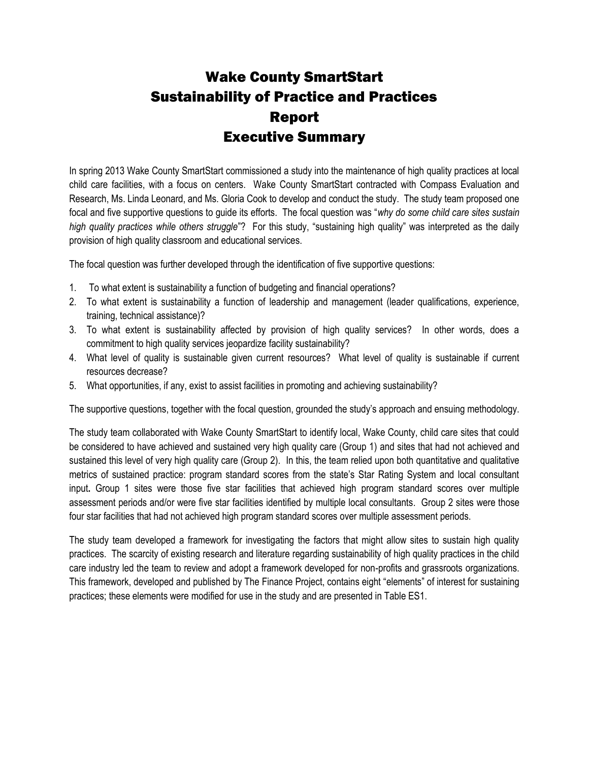# Wake County SmartStart
# Sustainability of Practice and Practices
# Report
# Executive Summary

In spring 2013 Wake County SmartStart commissioned a study into the maintenance of high quality practices at local child care facilities, with a focus on centers. Wake County SmartStart contracted with Compass Evaluation and Research, Ms. Linda Leonard, and Ms. Gloria Cook to develop and conduct the study. The study team proposed one focal and five supportive questions to guide its efforts. The focal question was "*why do some child care sites sustain high quality practices while others struggle*"? For this study, "sustaining high quality" was interpreted as the daily provision of high quality classroom and educational services.

The focal question was further developed through the identification of five supportive questions:

1. To what extent is sustainability a function of budgeting and financial operations?
2. To what extent is sustainability a function of leadership and management (leader qualifications, experience, training, technical assistance)?
3. To what extent is sustainability affected by provision of high quality services? In other words, does a commitment to high quality services jeopardize facility sustainability?
4. What level of quality is sustainable given current resources? What level of quality is sustainable if current resources decrease?
5. What opportunities, if any, exist to assist facilities in promoting and achieving sustainability?

The supportive questions, together with the focal question, grounded the study's approach and ensuing methodology.

The study team collaborated with Wake County SmartStart to identify local, Wake County, child care sites that could be considered to have achieved and sustained very high quality care (Group 1) and sites that had not achieved and sustained this level of very high quality care (Group 2). In this, the team relied upon both quantitative and qualitative metrics of sustained practice: program standard scores from the state's Star Rating System and local consultant input**.** Group 1 sites were those five star facilities that achieved high program standard scores over multiple assessment periods and/or were five star facilities identified by multiple local consultants. Group 2 sites were those four star facilities that had not achieved high program standard scores over multiple assessment periods.

The study team developed a framework for investigating the factors that might allow sites to sustain high quality practices. The scarcity of existing research and literature regarding sustainability of high quality practices in the child care industry led the team to review and adopt a framework developed for non-profits and grassroots organizations. This framework, developed and published by The Finance Project, contains eight "elements" of interest for sustaining practices; these elements were modified for use in the study and are presented in Table ES1.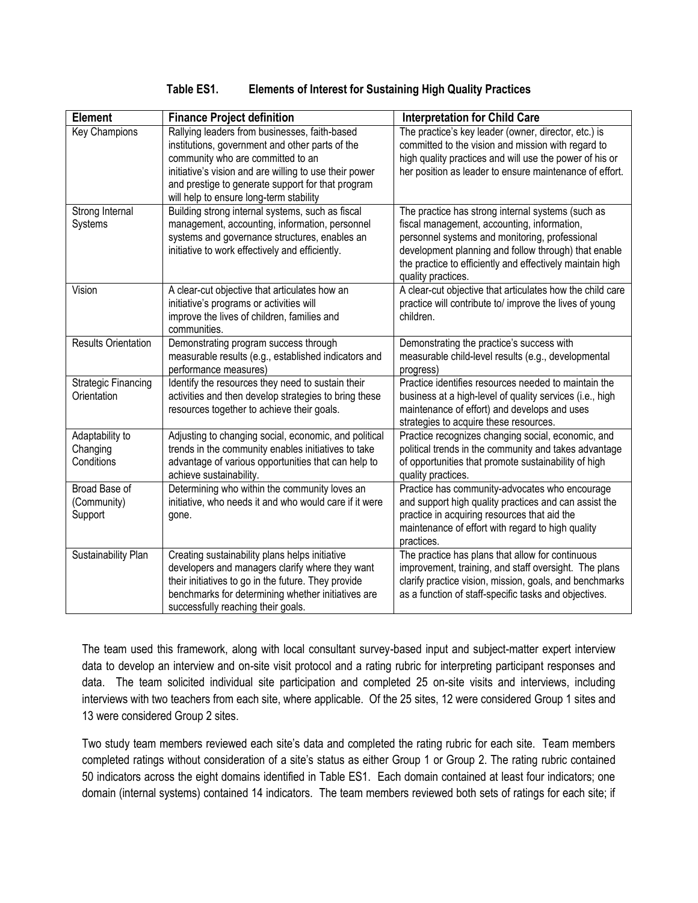**Table ES1. Elements of Interest for Sustaining High Quality Practices**

| Element | Finance Project definition | Interpretation for Child Care |
|---|---|---|
| Key Champions | Rallying leaders from businesses, faith-based institutions, government and other parts of the community who are committed to an initiative's vision and are willing to use their power and prestige to generate support for that program will help to ensure long-term stability | The practice's key leader (owner, director, etc.) is committed to the vision and mission with regard to high quality practices and will use the power of his or her position as leader to ensure maintenance of effort. |
| Strong Internal Systems | Building strong internal systems, such as fiscal management, accounting, information, personnel systems and governance structures, enables an initiative to work effectively and efficiently. | The practice has strong internal systems (such as fiscal management, accounting, information, personnel systems and monitoring, professional development planning and follow through) that enable the practice to efficiently and effectively maintain high quality practices. |
| Vision | A clear-cut objective that articulates how an initiative's programs or activities will improve the lives of children, families and communities. | A clear-cut objective that articulates how the child care practice will contribute to/ improve the lives of young children. |
| Results Orientation | Demonstrating program success through measurable results (e.g., established indicators and performance measures) | Demonstrating the practice's success with measurable child-level results (e.g., developmental progress) |
| Strategic Financing Orientation | Identify the resources they need to sustain their activities and then develop strategies to bring these resources together to achieve their goals. | Practice identifies resources needed to maintain the business at a high-level of quality services (i.e., high maintenance of effort) and develops and uses strategies to acquire these resources. |
| Adaptability to Changing Conditions | Adjusting to changing social, economic, and political trends in the community enables initiatives to take advantage of various opportunities that can help to achieve sustainability. | Practice recognizes changing social, economic, and political trends in the community and takes advantage of opportunities that promote sustainability of high quality practices. |
| Broad Base of (Community) Support | Determining who within the community loves an initiative, who needs it and who would care if it were gone. | Practice has community-advocates who encourage and support high quality practices and can assist the practice in acquiring resources that aid the maintenance of effort with regard to high quality practices. |
| Sustainability Plan | Creating sustainability plans helps initiative developers and managers clarify where they want their initiatives to go in the future. They provide benchmarks for determining whether initiatives are successfully reaching their goals. | The practice has plans that allow for continuous improvement, training, and staff oversight. The plans clarify practice vision, mission, goals, and benchmarks as a function of staff-specific tasks and objectives. |

The team used this framework, along with local consultant survey-based input and subject-matter expert interview data to develop an interview and on-site visit protocol and a rating rubric for interpreting participant responses and data. The team solicited individual site participation and completed 25 on-site visits and interviews, including interviews with two teachers from each site, where applicable. Of the 25 sites, 12 were considered Group 1 sites and 13 were considered Group 2 sites.

Two study team members reviewed each site's data and completed the rating rubric for each site. Team members completed ratings without consideration of a site's status as either Group 1 or Group 2. The rating rubric contained 50 indicators across the eight domains identified in Table ES1. Each domain contained at least four indicators; one domain (internal systems) contained 14 indicators. The team members reviewed both sets of ratings for each site; if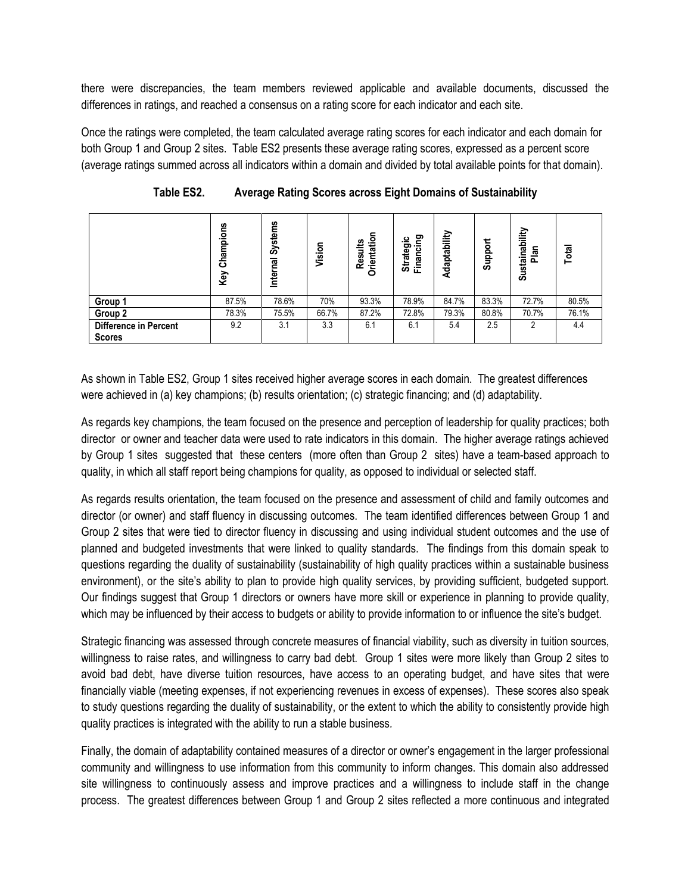there were discrepancies, the team members reviewed applicable and available documents, discussed the differences in ratings, and reached a consensus on a rating score for each indicator and each site.

Once the ratings were completed, the team calculated average rating scores for each indicator and each domain for both Group 1 and Group 2 sites. Table ES2 presents these average rating scores, expressed as a percent score (average ratings summed across all indicators within a domain and divided by total available points for that domain).

**Table ES2. Average Rating Scores across Eight Domains of Sustainability**

| | Key Champions | Internal Systems | Vision | Results Orientation | Strategic Financing | Adaptability | Support | Sustainability Plan | Total |
|---|---|---|---|---|---|---|---|---|---|
| **Group 1** | 87.5% | 78.6% | 70% | 93.3% | 78.9% | 84.7% | 83.3% | 72.7% | 80.5% |
| **Group 2** | 78.3% | 75.5% | 66.7% | 87.2% | 72.8% | 79.3% | 80.8% | 70.7% | 76.1% |
| **Difference in Percent Scores** | 9.2 | 3.1 | 3.3 | 6.1 | 6.1 | 5.4 | 2.5 | 2 | 4.4 |

As shown in Table ES2, Group 1 sites received higher average scores in each domain. The greatest differences were achieved in (a) key champions; (b) results orientation; (c) strategic financing; and (d) adaptability.

As regards key champions, the team focused on the presence and perception of leadership for quality practices; both director or owner and teacher data were used to rate indicators in this domain. The higher average ratings achieved by Group 1 sites suggested that these centers (more often than Group 2 sites) have a team-based approach to quality, in which all staff report being champions for quality, as opposed to individual or selected staff.

As regards results orientation, the team focused on the presence and assessment of child and family outcomes and director (or owner) and staff fluency in discussing outcomes. The team identified differences between Group 1 and Group 2 sites that were tied to director fluency in discussing and using individual student outcomes and the use of planned and budgeted investments that were linked to quality standards. The findings from this domain speak to questions regarding the duality of sustainability (sustainability of high quality practices within a sustainable business environment), or the site's ability to plan to provide high quality services, by providing sufficient, budgeted support. Our findings suggest that Group 1 directors or owners have more skill or experience in planning to provide quality, which may be influenced by their access to budgets or ability to provide information to or influence the site's budget.

Strategic financing was assessed through concrete measures of financial viability, such as diversity in tuition sources, willingness to raise rates, and willingness to carry bad debt. Group 1 sites were more likely than Group 2 sites to avoid bad debt, have diverse tuition resources, have access to an operating budget, and have sites that were financially viable (meeting expenses, if not experiencing revenues in excess of expenses). These scores also speak to study questions regarding the duality of sustainability, or the extent to which the ability to consistently provide high quality practices is integrated with the ability to run a stable business.

Finally, the domain of adaptability contained measures of a director or owner's engagement in the larger professional community and willingness to use information from this community to inform changes. This domain also addressed site willingness to continuously assess and improve practices and a willingness to include staff in the change process. The greatest differences between Group 1 and Group 2 sites reflected a more continuous and integrated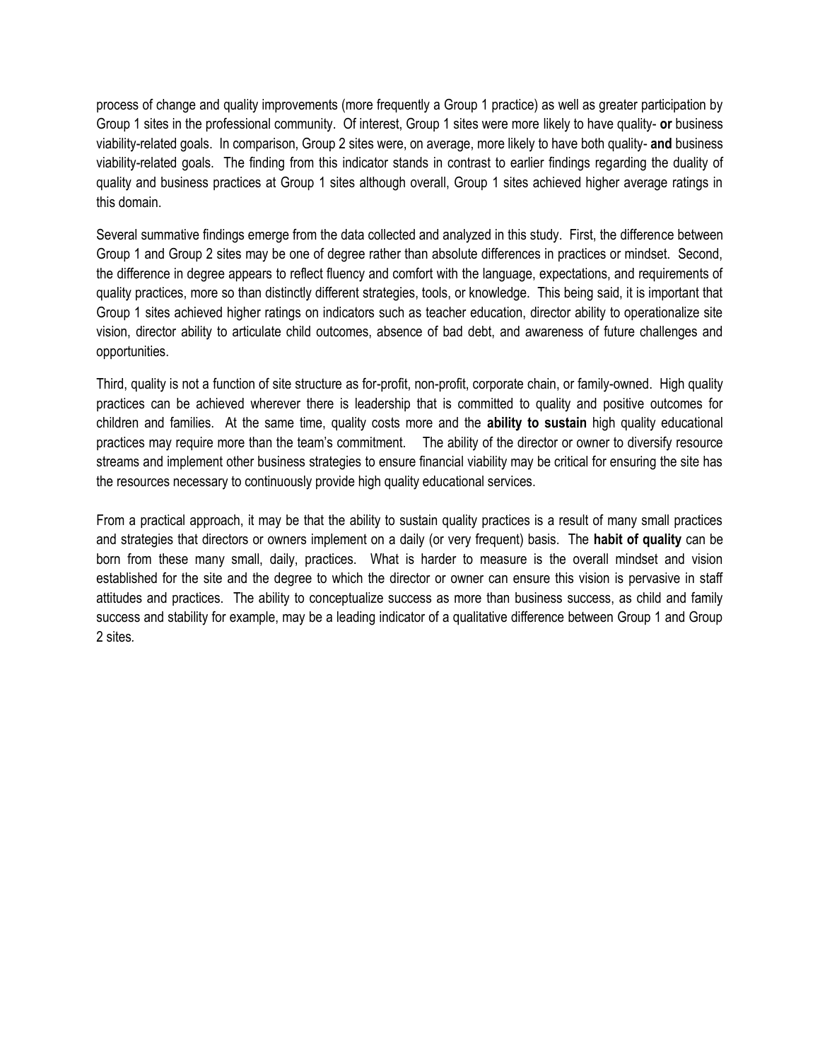process of change and quality improvements (more frequently a Group 1 practice) as well as greater participation by Group 1 sites in the professional community. Of interest, Group 1 sites were more likely to have quality- **or** business viability-related goals. In comparison, Group 2 sites were, on average, more likely to have both quality- **and** business viability-related goals. The finding from this indicator stands in contrast to earlier findings regarding the duality of quality and business practices at Group 1 sites although overall, Group 1 sites achieved higher average ratings in this domain.

Several summative findings emerge from the data collected and analyzed in this study. First, the difference between Group 1 and Group 2 sites may be one of degree rather than absolute differences in practices or mindset. Second, the difference in degree appears to reflect fluency and comfort with the language, expectations, and requirements of quality practices, more so than distinctly different strategies, tools, or knowledge. This being said, it is important that Group 1 sites achieved higher ratings on indicators such as teacher education, director ability to operationalize site vision, director ability to articulate child outcomes, absence of bad debt, and awareness of future challenges and opportunities.

Third, quality is not a function of site structure as for-profit, non-profit, corporate chain, or family-owned. High quality practices can be achieved wherever there is leadership that is committed to quality and positive outcomes for children and families. At the same time, quality costs more and the **ability to sustain** high quality educational practices may require more than the team's commitment. The ability of the director or owner to diversify resource streams and implement other business strategies to ensure financial viability may be critical for ensuring the site has the resources necessary to continuously provide high quality educational services.

From a practical approach, it may be that the ability to sustain quality practices is a result of many small practices and strategies that directors or owners implement on a daily (or very frequent) basis. The **habit of quality** can be born from these many small, daily, practices. What is harder to measure is the overall mindset and vision established for the site and the degree to which the director or owner can ensure this vision is pervasive in staff attitudes and practices. The ability to conceptualize success as more than business success, as child and family success and stability for example, may be a leading indicator of a qualitative difference between Group 1 and Group 2 sites.